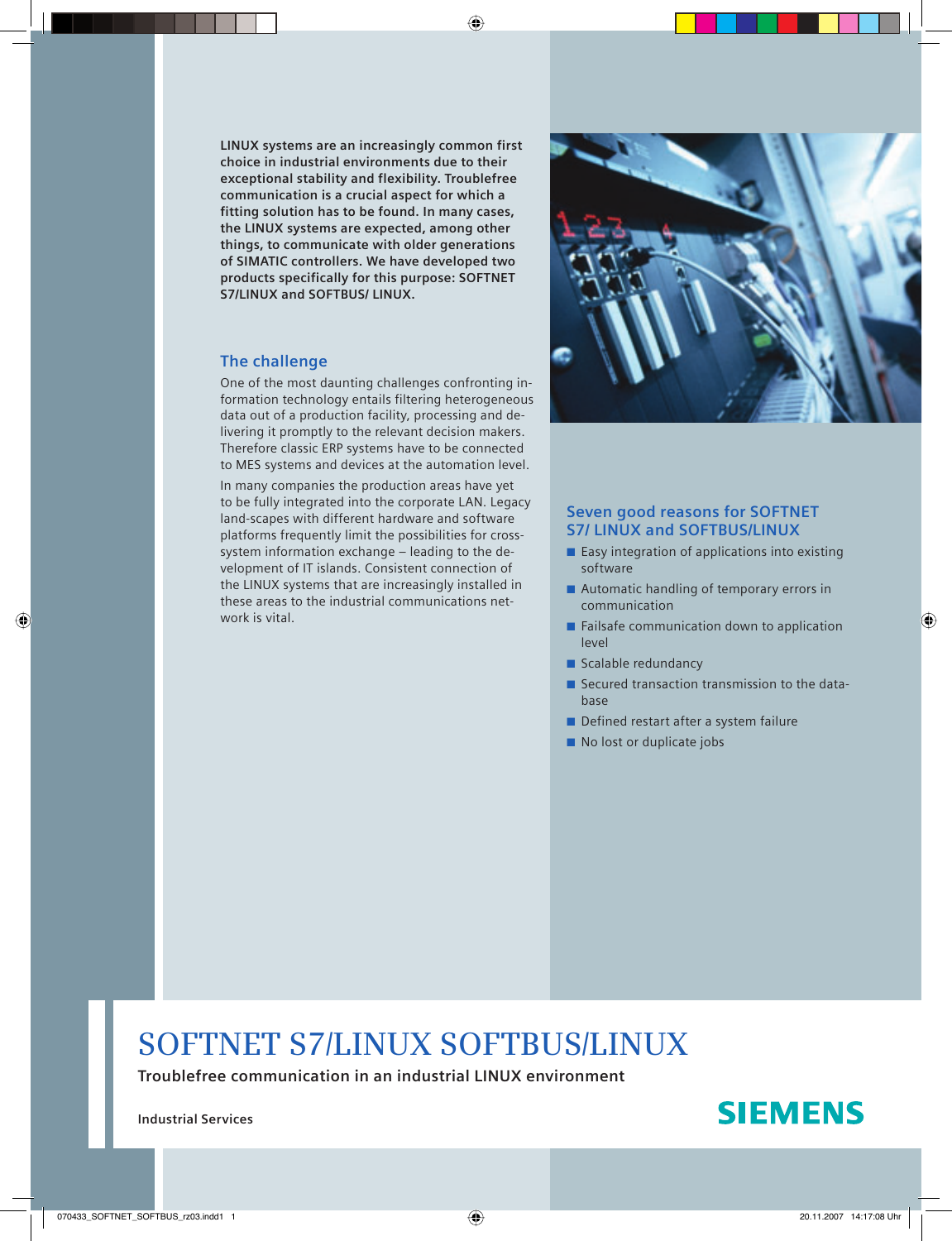# SOFTNET S7/LINUX SOFTBUS/LINUX

**Troublefree communication in an industrial LINUX environment**

**Industrial Services**

SIEMENS

**LINUX systems are an increasingly common first choice in industrial environments due to their exceptional stability and flexibility. Troublefree communication is a crucial aspect for which a fitting solution has to be found. In many cases, the LINUX systems are expected, among other things, to communicate with older generations of SIMATIC controllers. We have developed two products specifically for this purpose: SOFTNET S7/LINUX and SOFTBUS/ LINUX.**

## The challenge

One of the most daunting challenges confronting information technology entails filtering heterogeneous data out of a production facility, processing and delivering it promptly to the relevant decision makers. Therefore classic ERP systems have to be connected to MES systems and devices at the automation level.

In many companies the production areas have yet to be fully integrated into the corporate LAN. Legacy land-scapes with different hardware and software platforms frequently limit the possibilities for cross-system information exchange – leading to the development of IT islands. Consistent connection of the LINUX systems that are increasingly installed in these areas to the industrial communications network is vital.

## Seven good reasons for SOFTNET S7/ LINUX and SOFTBUS/LINUX

- Easy integration of applications into existing software
- Automatic handling of temporary errors in communication
- Failsafe communication down to application level
- Scalable redundancy
- Secured transaction transmission to the database
- Defined restart after a system failure
- No lost or duplicate jobs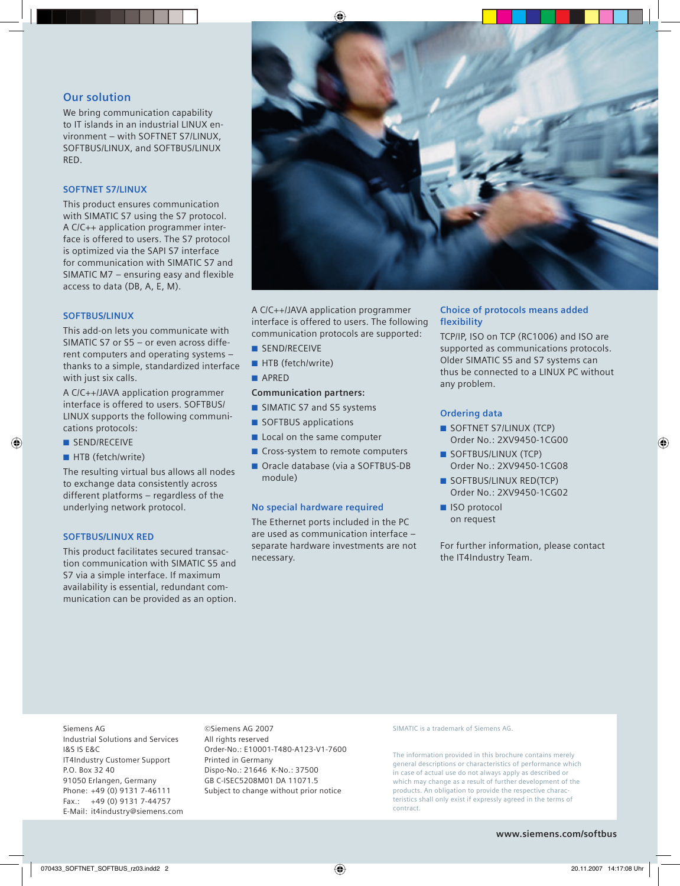## Our solution

We bring communication capability to IT islands in an industrial LINUX environment – with SOFTNET S7/LINUX, SOFTBUS/LINUX, and SOFTBUS/LINUX RED.

### SOFTNET S7/LINUX

This product ensures communication with SIMATIC S7 using the S7 protocol. A C/C++ application programmer interface is offered to users. The S7 protocol is optimized via the SAPI S7 interface for communication with SIMATIC S7 and SIMATIC M7 – ensuring easy and flexible access to data (DB, A, E, M).

### SOFTBUS/LINUX

This add-on lets you communicate with SIMATIC S7 or S5 – or even across different computers and operating systems – thanks to a simple, standardized interface with just six calls.

A C/C++/JAVA application programmer interface is offered to users. SOFTBUS/LINUX supports the following communications protocols:

- SEND/RECEIVE
- HTB (fetch/write)

The resulting virtual bus allows all nodes to exchange data consistently across different platforms – regardless of the underlying network protocol.

### SOFTBUS/LINUX RED

This product facilitates secured transaction communication with SIMATIC S5 and S7 via a simple interface. If maximum availability is essential, redundant communication can be provided as an option.

A C/C++/JAVA application programmer interface is offered to users. The following communication protocols are supported:

- SEND/RECEIVE
- HTB (fetch/write)
- APRED

**Communication partners:**

- SIMATIC S7 and S5 systems
- SOFTBUS applications
- Local on the same computer
- Cross-system to remote computers
- Oracle database (via a SOFTBUS-DB module)

### No special hardware required

The Ethernet ports included in the PC are used as communication interface – separate hardware investments are not necessary.

### Choice of protocols means added flexibility

TCP/IP, ISO on TCP (RC1006) and ISO are supported as communications protocols. Older SIMATIC S5 and S7 systems can thus be connected to a LINUX PC without any problem.

### Ordering data

- SOFTNET S7/LINUX (TCP)
  Order No.: 2XV9450-1CG00
- SOFTBUS/LINUX (TCP)
  Order No.: 2XV9450-1CG08
- SOFTBUS/LINUX RED(TCP)
  Order No.: 2XV9450-1CG02
- ISO protocol
  on request

For further information, please contact the IT4Industry Team.

Siemens AG
Industrial Solutions and Services
I&S IS E&C
IT4Industry Customer Support
P.O. Box 32 40
91050 Erlangen, Germany
Phone: +49 (0) 9131 7-46111
Fax.: +49 (0) 9131 7-44757
E-Mail: it4industry@siemens.com

©Siemens AG 2007
All rights reserved
Order-No.: E10001-T480-A123-V1-7600
Printed in Germany
Dispo-No.: 21646 K-No.: 37500
GB C-ISEC5208M01 DA 11071.5
Subject to change without prior notice

SIMATIC is a trademark of Siemens AG.

The information provided in this brochure contains merely general descriptions or characteristics of performance which in case of actual use do not always apply as described or which may change as a result of further development of the products. An obligation to provide the respective characteristics shall only exist if expressly agreed in the terms of contract.

**www.siemens.com/softbus**